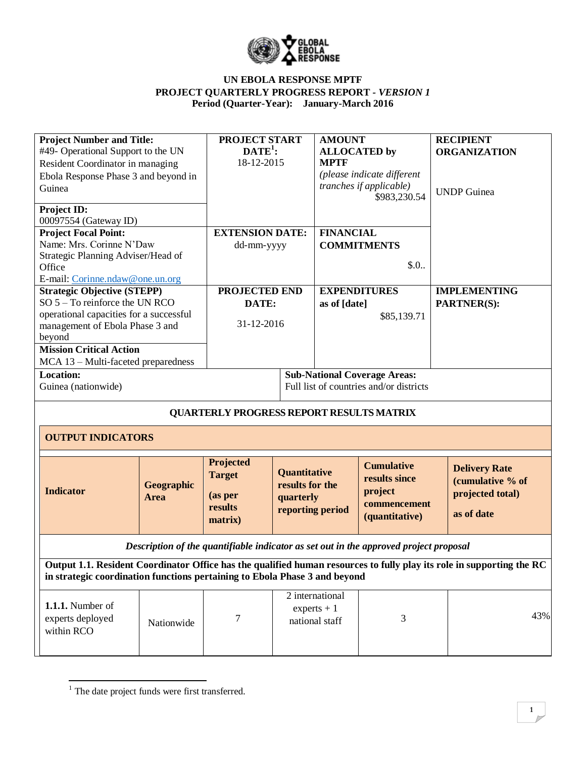**UN EBOLA RESPONSE MPTF**
**PROJECT QUARTERLY PROGRESS REPORT - *VERSION 1***
**Period (Quarter-Year): January-March 2016**

| **Project Number and Title:** #49- Operational Support to the UN Resident Coordinator in managing Ebola Response Phase 3 and beyond in Guinea | **PROJECT START DATE[1]:** 18-12-2015 | **AMOUNT ALLOCATED by MPTF** *(please indicate different tranches if applicable)* $983,230.54 | **RECIPIENT ORGANIZATION** UNDP Guinea |
|---|---|---|---|
| **Project ID:** 00097554 (Gateway ID) | | | |
| **Project Focal Point:** Name: Mrs. Corinne N'Daw Strategic Planning Adviser/Head of Office E-mail: Corinne.ndaw@one.un.org | **EXTENSION DATE:** dd-mm-yyyy | **FINANCIAL COMMITMENTS** $.0.. | |
| **Strategic Objective (STEPP)** SO 5 – To reinforce the UN RCO operational capacities for a successful management of Ebola Phase 3 and beyond | **PROJECTED END DATE:** 31-12-2016 | **EXPENDITURES as of [date]** $85,139.71 | **IMPLEMENTING PARTNER(S):** |
| **Mission Critical Action** MCA 13 – Multi-faceted preparedness | | | |
| **Location:** Guinea (nationwide) | | **Sub-National Coverage Areas:** Full list of countries and/or districts | |

**QUARTERLY PROGRESS REPORT RESULTS MATRIX**

**OUTPUT INDICATORS**

| Indicator | Geographic Area | Projected Target (as per results matrix) | Quantitative results for the quarterly reporting period | Cumulative results since project commencement (quantitative) | Delivery Rate (cumulative % of projected total) as of date |
|---|---|---|---|---|---|
| *Description of the quantifiable indicator as set out in the approved project proposal* | | | | | |
| **Output 1.1. Resident Coordinator Office has the qualified human resources to fully play its role in supporting the RC in strategic coordination functions pertaining to Ebola Phase 3 and beyond** | | | | | |
| **1.1.1.** Number of experts deployed within RCO | Nationwide | 7 | 2 international experts + 1 national staff | 3 | 43% |

[1] The date project funds were first transferred.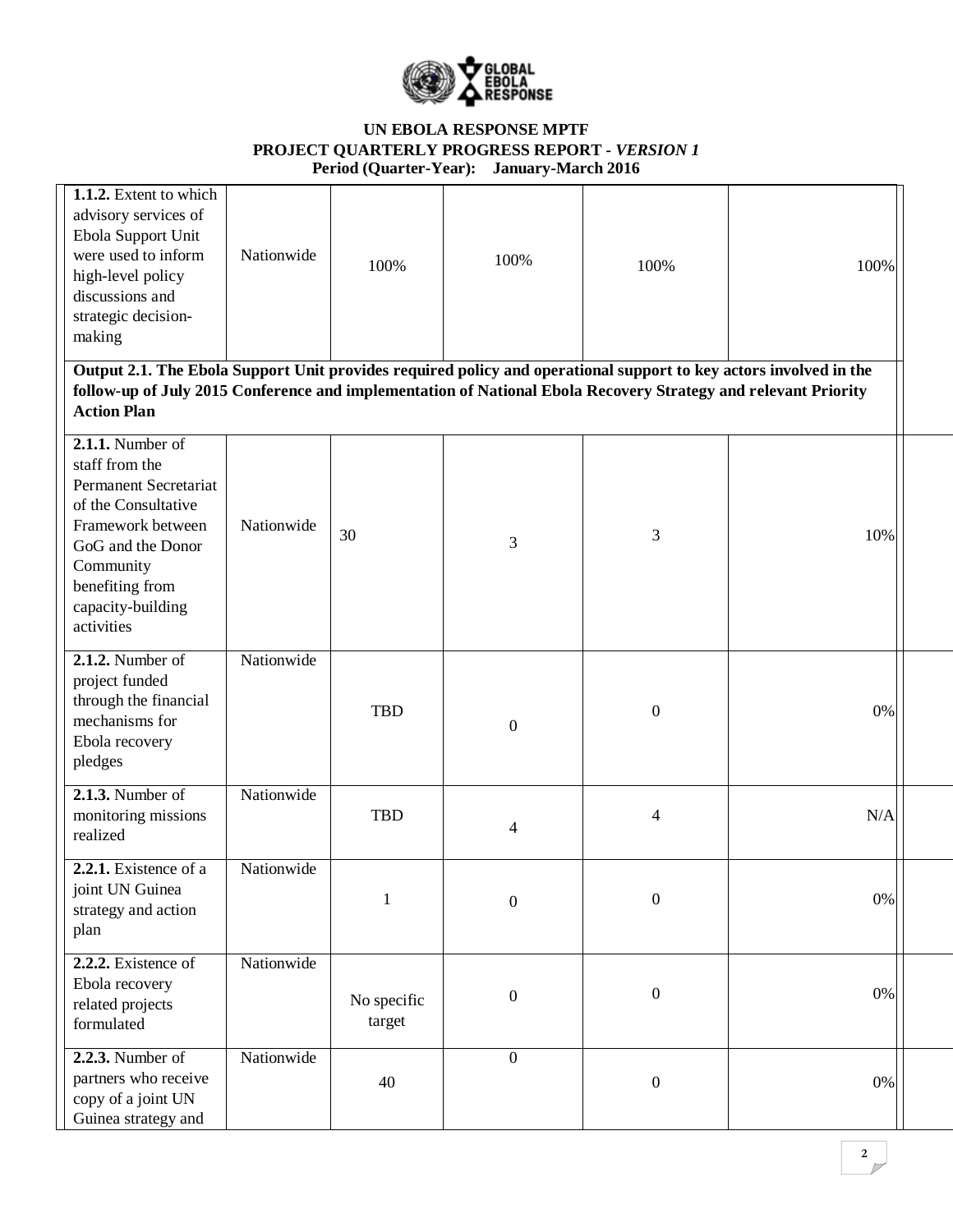**UN EBOLA RESPONSE MPTF**
**PROJECT QUARTERLY PROGRESS REPORT -** ***VERSION 1***
**Period (Quarter-Year): January-March 2016**

| | | | | | |
|---|---|---|---|---|---|
| **1.1.2.** Extent to which advisory services of Ebola Support Unit were used to inform high-level policy discussions and strategic decision-making | Nationwide | 100% | 100% | 100% | 100% |
| **Output 2.1. The Ebola Support Unit provides required policy and operational support to key actors involved in the follow-up of July 2015 Conference and implementation of National Ebola Recovery Strategy and relevant Priority Action Plan** | | | | | |
| **2.1.1.** Number of staff from the Permanent Secretariat of the Consultative Framework between GoG and the Donor Community benefiting from capacity-building activities | Nationwide | 30 | 3 | 3 | 10% |
| **2.1.2.** Number of project funded through the financial mechanisms for Ebola recovery pledges | Nationwide | TBD | 0 | 0 | 0% |
| **2.1.3.** Number of monitoring missions realized | Nationwide | TBD | 4 | 4 | N/A |
| **2.2.1.** Existence of a joint UN Guinea strategy and action plan | Nationwide | 1 | 0 | 0 | 0% |
| **2.2.2.** Existence of Ebola recovery related projects formulated | Nationwide | No specific target | 0 | 0 | 0% |
| **2.2.3.** Number of partners who receive copy of a joint UN Guinea strategy and | Nationwide | 40 | 0 | 0 | 0% |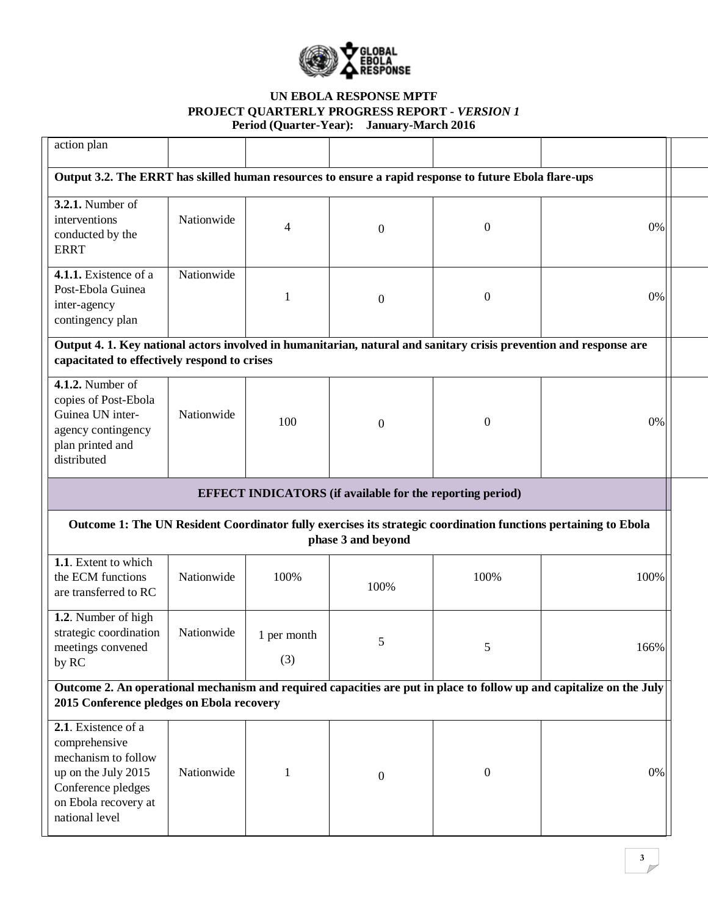**UN EBOLA RESPONSE MPTF**
**PROJECT QUARTERLY PROGRESS REPORT - *VERSION 1***
**Period (Quarter-Year): January-March 2016**

| | | | | | |
|---|---|---|---|---|---|
| action plan | | | | | |
| **Output 3.2. The ERRT has skilled human resources to ensure a rapid response to future Ebola flare-ups** | | | | | |
| **3.2.1.** Number of interventions conducted by the ERRT | Nationwide | 4 | 0 | 0 | 0% |
| **4.1.1.** Existence of a Post-Ebola Guinea inter-agency contingency plan | Nationwide | 1 | 0 | 0 | 0% |
| **Output 4. 1. Key national actors involved in humanitarian, natural and sanitary crisis prevention and response are capacitated to effectively respond to crises** | | | | | |
| **4.1.2.** Number of copies of Post-Ebola Guinea UN inter-agency contingency plan printed and distributed | Nationwide | 100 | 0 | 0 | 0% |
| **EFFECT INDICATORS (if available for the reporting period)** | | | | | |
| **Outcome 1: The UN Resident Coordinator fully exercises its strategic coordination functions pertaining to Ebola phase 3 and beyond** | | | | | |
| **1.1**. Extent to which the ECM functions are transferred to RC | Nationwide | 100% | 100% | 100% | 100% |
| **1.2**. Number of high strategic coordination meetings convened by RC | Nationwide | 1 per month (3) | 5 | 5 | 166% |
| **Outcome 2. An operational mechanism and required capacities are put in place to follow up and capitalize on the July 2015 Conference pledges on Ebola recovery** | | | | | |
| **2.1**. Existence of a comprehensive mechanism to follow up on the July 2015 Conference pledges on Ebola recovery at national level | Nationwide | 1 | 0 | 0 | 0% |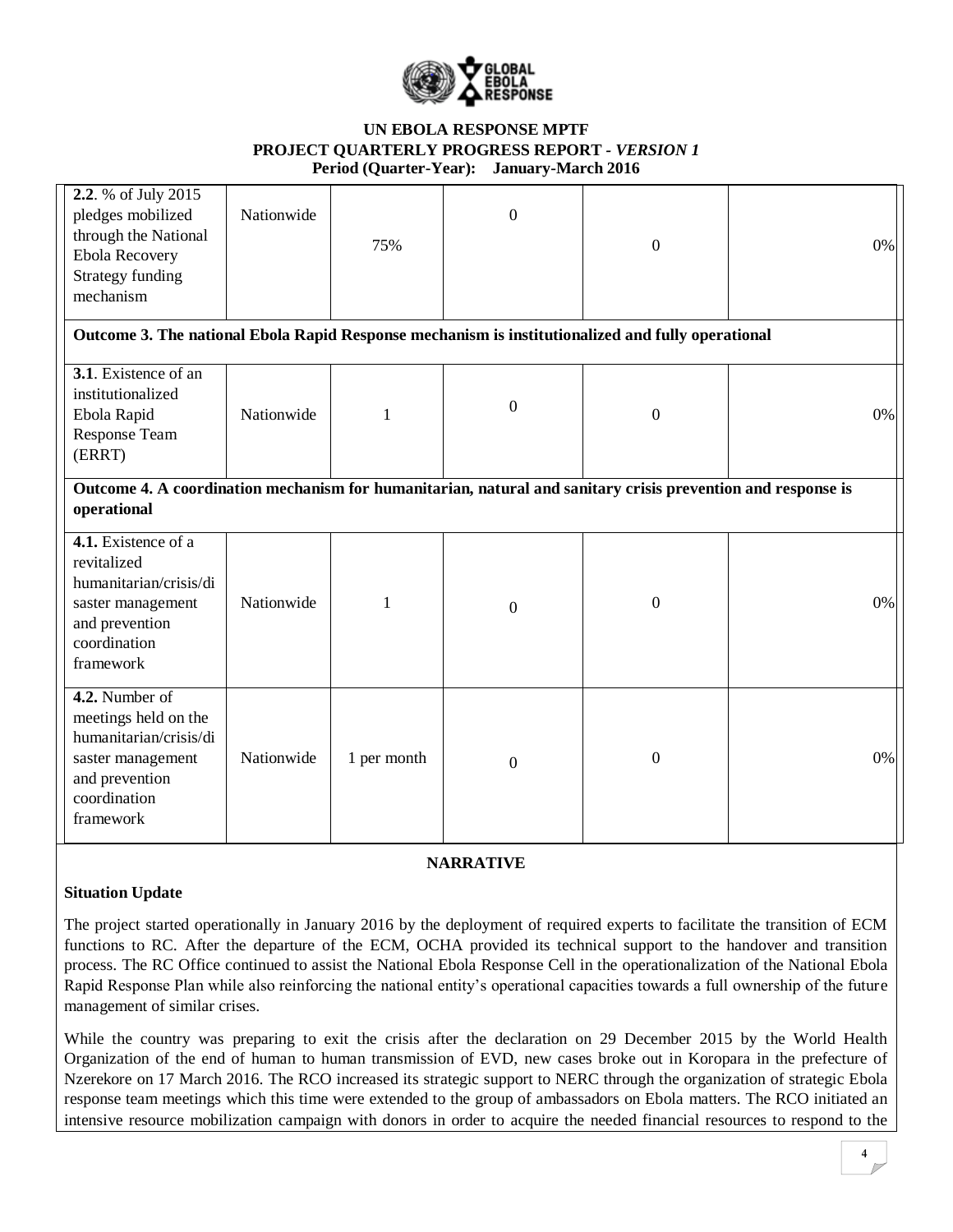**UN EBOLA RESPONSE MPTF**
**PROJECT QUARTERLY PROGRESS REPORT - *VERSION 1***
**Period (Quarter-Year): January-March 2016**

| | | | | | |
|---|---|---|---|---|---|
| **2.2**. % of July 2015 pledges mobilized through the National Ebola Recovery Strategy funding mechanism | Nationwide | 75% | 0 | 0 | 0% |
| **Outcome 3. The national Ebola Rapid Response mechanism is institutionalized and fully operational** | | | | | |
| **3.1**. Existence of an institutionalized Ebola Rapid Response Team (ERRT) | Nationwide | 1 | 0 | 0 | 0% |
| **Outcome 4. A coordination mechanism for humanitarian, natural and sanitary crisis prevention and response is operational** | | | | | |
| **4.1.** Existence of a revitalized humanitarian/crisis/disaster management and prevention coordination framework | Nationwide | 1 | 0 | 0 | 0% |
| **4.2.** Number of meetings held on the humanitarian/crisis/disaster management and prevention coordination framework | Nationwide | 1 per month | 0 | 0 | 0% |

**NARRATIVE**

**Situation Update**

The project started operationally in January 2016 by the deployment of required experts to facilitate the transition of ECM functions to RC. After the departure of the ECM, OCHA provided its technical support to the handover and transition process. The RC Office continued to assist the National Ebola Response Cell in the operationalization of the National Ebola Rapid Response Plan while also reinforcing the national entity's operational capacities towards a full ownership of the future management of similar crises.

While the country was preparing to exit the crisis after the declaration on 29 December 2015 by the World Health Organization of the end of human to human transmission of EVD, new cases broke out in Koropara in the prefecture of Nzerekore on 17 March 2016. The RCO increased its strategic support to NERC through the organization of strategic Ebola response team meetings which this time were extended to the group of ambassadors on Ebola matters. The RCO initiated an intensive resource mobilization campaign with donors in order to acquire the needed financial resources to respond to the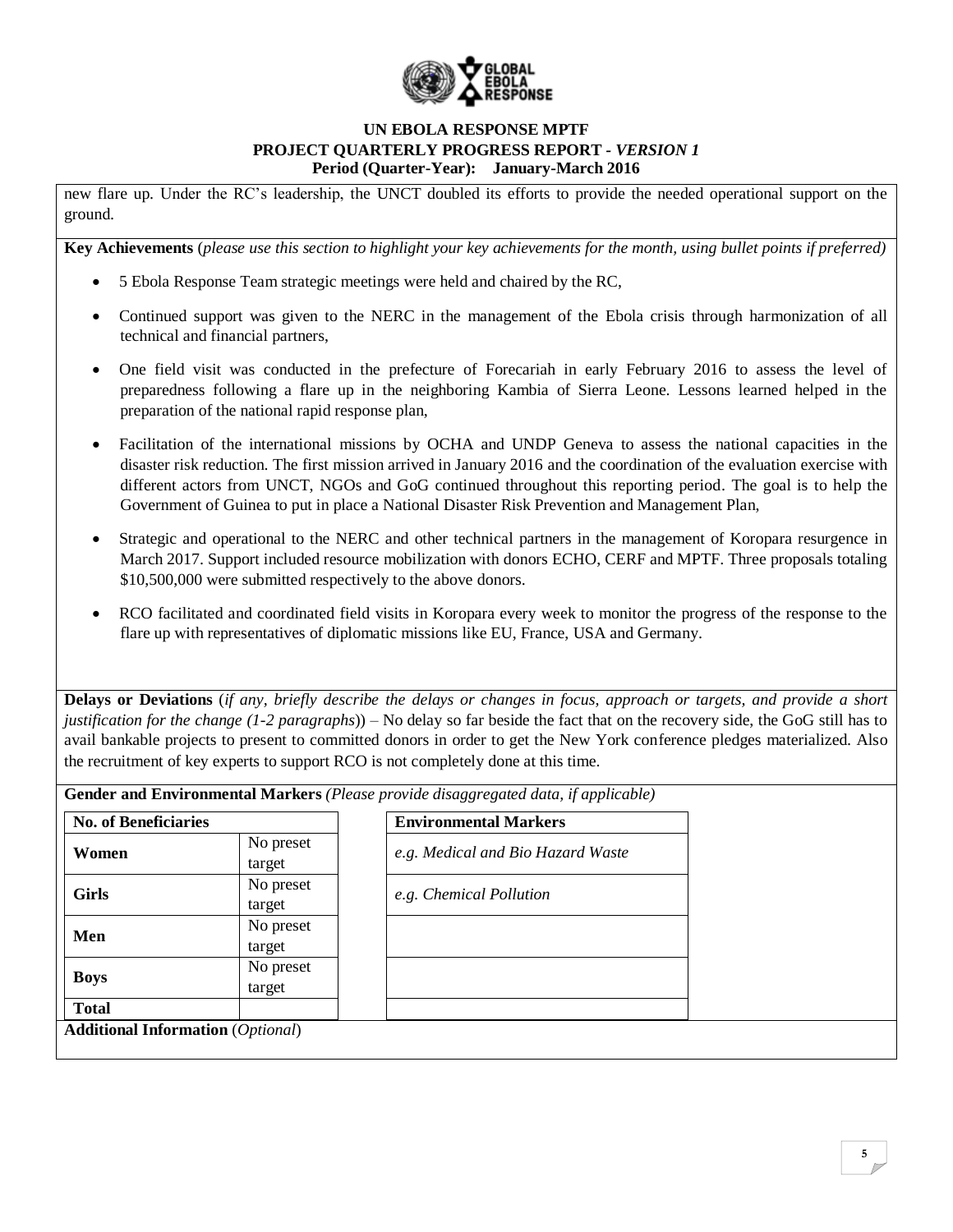new flare up. Under the RC's leadership, the UNCT doubled its efforts to provide the needed operational support on the ground.

**Key Achievements** (*please use this section to highlight your key achievements for the month, using bullet points if preferred)*

- 5 Ebola Response Team strategic meetings were held and chaired by the RC,
- Continued support was given to the NERC in the management of the Ebola crisis through harmonization of all technical and financial partners,
- One field visit was conducted in the prefecture of Forecariah in early February 2016 to assess the level of preparedness following a flare up in the neighboring Kambia of Sierra Leone. Lessons learned helped in the preparation of the national rapid response plan,
- Facilitation of the international missions by OCHA and UNDP Geneva to assess the national capacities in the disaster risk reduction. The first mission arrived in January 2016 and the coordination of the evaluation exercise with different actors from UNCT, NGOs and GoG continued throughout this reporting period. The goal is to help the Government of Guinea to put in place a National Disaster Risk Prevention and Management Plan,
- Strategic and operational to the NERC and other technical partners in the management of Koropara resurgence in March 2017. Support included resource mobilization with donors ECHO, CERF and MPTF. Three proposals totaling $10,500,000 were submitted respectively to the above donors.
- RCO facilitated and coordinated field visits in Koropara every week to monitor the progress of the response to the flare up with representatives of diplomatic missions like EU, France, USA and Germany.

**Delays or Deviations** (*if any, briefly describe the delays or changes in focus, approach or targets, and provide a short justification for the change (1-2 paragraphs*)) – No delay so far beside the fact that on the recovery side, the GoG still has to avail bankable projects to present to committed donors in order to get the New York conference pledges materialized. Also the recruitment of key experts to support RCO is not completely done at this time.

**Gender and Environmental Markers** *(Please provide disaggregated data, if applicable)*

| No. of Beneficiaries | |
|---|---|
| **Women** | No preset target |
| **Girls** | No preset target |
| **Men** | No preset target |
| **Boys** | No preset target |
| **Total** | |

| Environmental Markers |
|---|
| *e.g. Medical and Bio Hazard Waste* |
| *e.g. Chemical Pollution* |
| |
| |
| |

**Additional Information** (*Optional*)